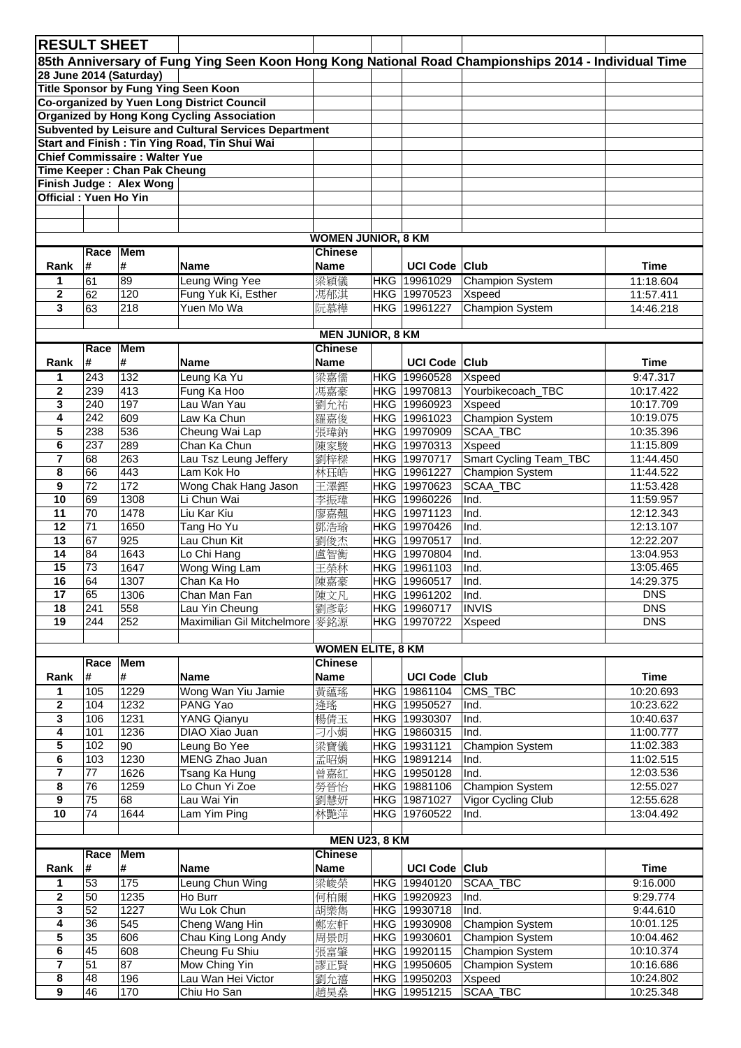# RESULT SHEET

## 85th Anniversary of Fung Ying Seen Koon Hong Kong National Road Championships 2014 - Individual Time

**28 June 2014 (Saturday)**

**Title Sponsor by Fung Ying Seen Koon**

**Co-organized by Yuen Long District Council**

**Organized by Hong Kong Cycling Association**

**Subvented by Leisure and Cultural Services Department**

**Start and Finish : Tin Ying Road, Tin Shui Wai**

**Chief Commissaire : Walter Yue**

**Time Keeper : Chan Pak Cheung**

**Finish Judge : Alex Wong**

**Official : Yuen Ho Yin**

### WOMEN JUNIOR, 8 KM

| Rank | Race # | Mem # | Name | Chinese Name | | UCI Code | Club | Time |
|---|---|---|---|---|---|---|---|---|
| 1 | 61 | 89 | Leung Wing Yee | 梁穎儀 | HKG | 19961029 | Champion System | 11:18.604 |
| 2 | 62 | 120 | Fung Yuk Ki, Esther | 馮郁淇 | HKG | 19970523 | Xspeed | 11:57.411 |
| 3 | 63 | 218 | Yuen Mo Wa | 阮慕樺 | HKG | 19961227 | Champion System | 14:46.218 |

### MEN JUNIOR, 8 KM

| Rank | Race # | Mem # | Name | Chinese Name | | UCI Code | Club | Time |
|---|---|---|---|---|---|---|---|---|
| 1 | 243 | 132 | Leung Ka Yu | 梁嘉儒 | HKG | 19960528 | Xspeed | 9:47.317 |
| 2 | 239 | 413 | Fung Ka Hoo | 馮嘉豪 | HKG | 19970813 | Yourbikecoach_TBC | 10:17.422 |
| 3 | 240 | 197 | Lau Wan Yau | 劉允祐 | HKG | 19960923 | Xspeed | 10:17.709 |
| 4 | 242 | 609 | Law Ka Chun | 羅嘉俊 | HKG | 19961023 | Champion System | 10:19.075 |
| 5 | 238 | 536 | Cheung Wai Lap | 張瑋鈉 | HKG | 19970909 | SCAA_TBC | 10:35.396 |
| 6 | 237 | 289 | Chan Ka Chun | 陳家駿 | HKG | 19970313 | Xspeed | 11:15.809 |
| 7 | 68 | 263 | Lau Tsz Leung Jeffery | 劉梓樑 | HKG | 19970717 | Smart Cycling Team_TBC | 11:44.450 |
| 8 | 66 | 443 | Lam Kok Ho | 林珏皓 | HKG | 19961227 | Champion System | 11:44.522 |
| 9 | 72 | 172 | Wong Chak Hang Jason | 王澤鏗 | HKG | 19970623 | SCAA_TBC | 11:53.428 |
| 10 | 69 | 1308 | Li Chun Wai | 李振瑋 | HKG | 19960226 | Ind. | 11:59.957 |
| 11 | 70 | 1478 | Liu Kar Kiu | 廖嘉翹 | HKG | 19971123 | Ind. | 12:12.343 |
| 12 | 71 | 1650 | Tang Ho Yu | 鄧浩瑜 | HKG | 19970426 | Ind. | 12:13.107 |
| 13 | 67 | 925 | Lau Chun Kit | 劉俊杰 | HKG | 19970517 | Ind. | 12:22.207 |
| 14 | 84 | 1643 | Lo Chi Hang | 盧智衡 | HKG | 19970804 | Ind. | 13:04.953 |
| 15 | 73 | 1647 | Wong Wing Lam | 王榮林 | HKG | 19961103 | Ind. | 13:05.465 |
| 16 | 64 | 1307 | Chan Ka Ho | 陳嘉豪 | HKG | 19960517 | Ind. | 14:29.375 |
| 17 | 65 | 1306 | Chan Man Fan | 陳文凡 | HKG | 19961202 | Ind. | DNS |
| 18 | 241 | 558 | Lau Yin Cheung | 劉彥彰 | HKG | 19960717 | INVIS | DNS |
| 19 | 244 | 252 | Maximilian Gil Mitchelmore | 麥銘源 | HKG | 19970722 | Xspeed | DNS |

### WOMEN ELITE, 8 KM

| Rank | Race # | Mem # | Name | Chinese Name | | UCI Code | Club | Time |
|---|---|---|---|---|---|---|---|---|
| 1 | 105 | 1229 | Wong Wan Yiu Jamie | 黃蘊瑤 | HKG | 19861104 | CMS_TBC | 10:20.693 |
| 2 | 104 | 1232 | PANG Yao | 逄瑤 | HKG | 19950527 | Ind. | 10:23.622 |
| 3 | 106 | 1231 | YANG Qianyu | 楊倩玉 | HKG | 19930307 | Ind. | 10:40.637 |
| 4 | 101 | 1236 | DIAO Xiao Juan | 刁小娟 | HKG | 19860315 | Ind. | 11:00.777 |
| 5 | 102 | 90 | Leung Bo Yee | 梁寶儀 | HKG | 19931121 | Champion System | 11:02.383 |
| 6 | 103 | 1230 | MENG Zhao Juan | 孟昭娟 | HKG | 19891214 | Ind. | 11:02.515 |
| 7 | 77 | 1626 | Tsang Ka Hung | 曾嘉紅 | HKG | 19950128 | Ind. | 12:03.536 |
| 8 | 76 | 1259 | Lo Chun Yi Zoe | 勞晉怡 | HKG | 19881106 | Champion System | 12:55.027 |
| 9 | 75 | 68 | Lau Wai Yin | 劉慧妍 | HKG | 19871027 | Vigor Cycling Club | 12:55.628 |
| 10 | 74 | 1644 | Lam Yim Ping | 林艷萍 | HKG | 19760522 | Ind. | 13:04.492 |

### MEN U23, 8 KM

| Rank | Race # | Mem # | Name | Chinese Name | | UCI Code | Club | Time |
|---|---|---|---|---|---|---|---|---|
| 1 | 53 | 175 | Leung Chun Wing | 梁峻榮 | HKG | 19940120 | SCAA_TBC | 9:16.000 |
| 2 | 50 | 1235 | Ho Burr | 何柏爾 | HKG | 19920923 | Ind. | 9:29.774 |
| 3 | 52 | 1227 | Wu Lok Chun | 胡樂雋 | HKG | 19930718 | Ind. | 9:44.610 |
| 4 | 36 | 545 | Cheng Wang Hin | 鄭宏軒 | HKG | 19930908 | Champion System | 10:01.125 |
| 5 | 35 | 606 | Chau King Long Andy | 周景朗 | HKG | 19930601 | Champion System | 10:04.462 |
| 6 | 45 | 608 | Cheung Fu Shiu | 張富肇 | HKG | 19920115 | Champion System | 10:10.374 |
| 7 | 51 | 87 | Mow Ching Yin | 繆正賢 | HKG | 19950605 | Champion System | 10:16.686 |
| 8 | 48 | 196 | Lau Wan Hei Victor | 劉允禧 | HKG | 19950203 | Xspeed | 10:24.802 |
| 9 | 46 | 170 | Chiu Ho San | 趙昊燊 | HKG | 19951215 | SCAA_TBC | 10:25.348 |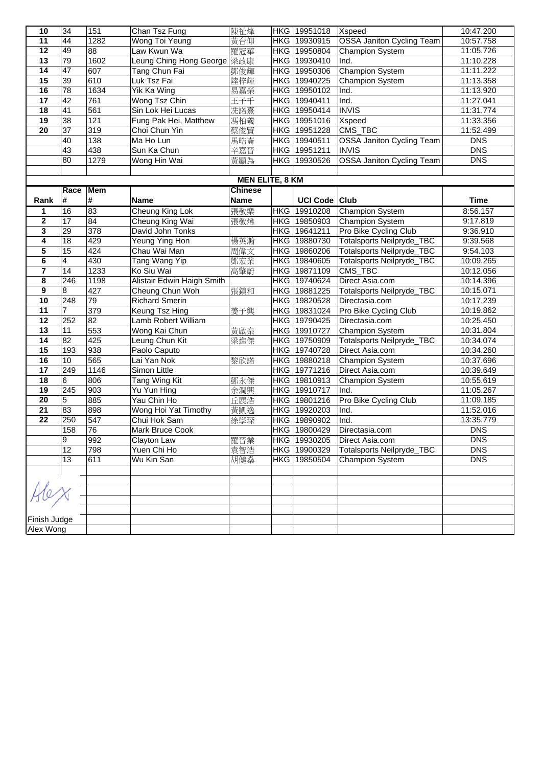| | | | | | | | | |
|---|---|---|---|---|---|---|---|---|
| 10 | 34 | 151 | Chan Tsz Fung | 陳祉烽 | HKG | 19951018 | Xspeed | 10:47.200 |
| 11 | 44 | 1282 | Wong Toi Yeung | 黃台仰 | HKG | 19930915 | OSSA Janiton Cycling Team | 10:57.758 |
| 12 | 49 | 88 | Law Kwun Wa | 羅冠華 | HKG | 19950804 | Champion System | 11:05.726 |
| 13 | 79 | 1602 | Leung Ching Hong George | 梁政康 | HKG | 19930410 | Ind. | 11:10.228 |
| 14 | 47 | 607 | Tang Chun Fai | 鄧俊輝 | HKG | 19950306 | Champion System | 11:11.222 |
| 15 | 39 | 610 | Luk Tsz Fai | 陸梓輝 | HKG | 19940225 | Champion System | 11:13.358 |
| 16 | 78 | 1634 | Yik Ka Wing | 易嘉榮 | HKG | 19950102 | Ind. | 11:13.920 |
| 17 | 42 | 761 | Wong Tsz Chin | 王子千 | HKG | 19940411 | Ind. | 11:27.041 |
| 18 | 41 | 561 | Sin Lok Hei Lucas | 冼諾熹 | HKG | 19950414 | INVIS | 11:31.774 |
| 19 | 38 | 121 | Fung Pak Hei, Matthew | 馮柏羲 | HKG | 19951016 | Xspeed | 11:33.356 |
| 20 | 37 | 319 | Choi Chun Yin | 蔡俊賢 | HKG | 19951228 | CMS_TBC | 11:52.499 |
| | 40 | 138 | Ma Ho Lun | 馬皓崙 | HKG | 19940511 | OSSA Janiton Cycling Team | DNS |
| | 43 | 438 | Sun Ka Chun | 辛嘉晉 | HKG | 19951211 | INVIS | DNS |
| | 80 | 1279 | Wong Hin Wai | 黃顯為 | HKG | 19930526 | OSSA Janiton Cycling Team | DNS |

## MEN ELITE, 8 KM

| Rank | Race # | Mem # | Name | Chinese Name | | UCI Code | Club | Time |
|---|---|---|---|---|---|---|---|---|
| 1 | 16 | 83 | Cheung King Lok | 張敬樂 | HKG | 19910208 | Champion System | 8:56.157 |
| 2 | 17 | 84 | Cheung King Wai | 張敬煒 | HKG | 19850903 | Champion System | 9:17.819 |
| 3 | 29 | 378 | David John Tonks | | HKG | 19641211 | Pro Bike Cycling Club | 9:36.910 |
| 4 | 18 | 429 | Yeung Ying Hon | 楊英瀚 | HKG | 19880730 | Totalsports Neilpryde_TBC | 9:39.568 |
| 5 | 15 | 424 | Chau Wai Man | 周偉文 | HKG | 19860206 | Totalsports Neilpryde_TBC | 9:54.103 |
| 6 | 4 | 430 | Tang Wang Yip | 鄧宏業 | HKG | 19840605 | Totalsports Neilpryde_TBC | 10:09.265 |
| 7 | 14 | 1233 | Ko Siu Wai | 高肇蔚 | HKG | 19871109 | CMS_TBC | 10:12.056 |
| 8 | 246 | 1198 | Alistair Edwin Haigh Smith | | HKG | 19740624 | Direct Asia.com | 10:14.396 |
| 9 | 8 | 427 | Cheung Chun Woh | 張鎮和 | HKG | 19881225 | Totalsports Neilpryde_TBC | 10:15.071 |
| 10 | 248 | 79 | Richard Smerin | | HKG | 19820528 | Directasia.com | 10:17.239 |
| 11 | 7 | 379 | Keung Tsz Hing | 姜子興 | HKG | 19831024 | Pro Bike Cycling Club | 10:19.862 |
| 12 | 252 | 82 | Lamb Robert William | | HKG | 19790425 | Directasia.com | 10:25.450 |
| 13 | 11 | 553 | Wong Kai Chun | 黃啟秦 | HKG | 19910727 | Champion System | 10:31.804 |
| 14 | 82 | 425 | Leung Chun Kit | 梁進傑 | HKG | 19750909 | Totalsports Neilpryde_TBC | 10:34.074 |
| 15 | 193 | 938 | Paolo Caputo | | HKG | 19740728 | Direct Asia.com | 10:34.260 |
| 16 | 10 | 565 | Lai Yan Nok | 黎欣諾 | HKG | 19880218 | Champion System | 10:37.696 |
| 17 | 249 | 1146 | Simon Little | | HKG | 19771216 | Direct Asia.com | 10:39.649 |
| 18 | 6 | 806 | Tang Wing Kit | 鄧永傑 | HKG | 19810913 | Champion System | 10:55.619 |
| 19 | 245 | 903 | Yu Yun Hing | 余潤興 | HKG | 19910717 | Ind. | 11:05.267 |
| 20 | 5 | 885 | Yau Chin Ho | 丘展浩 | HKG | 19801216 | Pro Bike Cycling Club | 11:09.185 |
| 21 | 83 | 898 | Wong Hoi Yat Timothy | 黃凱逸 | HKG | 19920203 | Ind. | 11:52.016 |
| 22 | 250 | 547 | Chui Hok Sam | 徐學琛 | HKG | 19890902 | Ind. | 13:35.779 |
| | 158 | 76 | Mark Bruce Cook | | HKG | 19800429 | Directasia.com | DNS |
| | 9 | 992 | Clayton Law | 羅晉業 | HKG | 19930205 | Direct Asia.com | DNS |
| | 12 | 798 | Yuen Chi Ho | 袁智浩 | HKG | 19900329 | Totalsports Neilpryde_TBC | DNS |
| | 13 | 611 | Wu Kin San | 胡健燊 | HKG | 19850504 | Champion System | DNS |

Alex

Finish Judge
Alex Wong